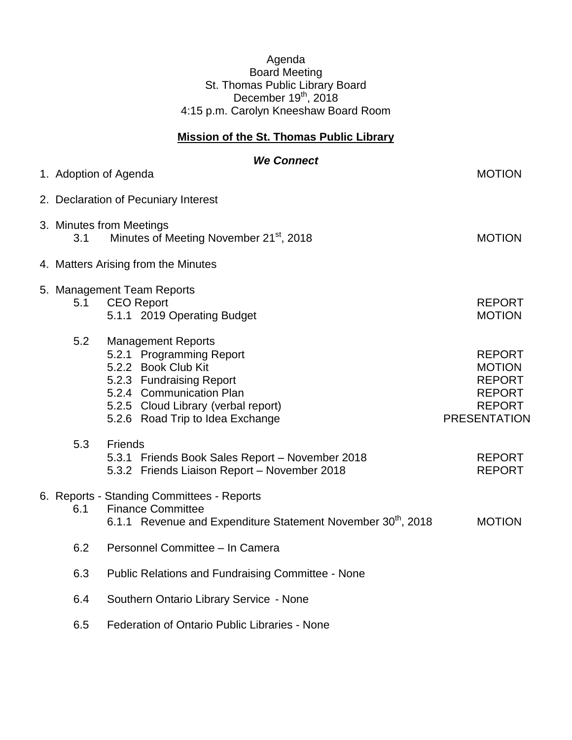Agenda
Board Meeting
St. Thomas Public Library Board
December 19th, 2018
4:15 p.m. Carolyn Kneeshaw Board Room

**Mission of the St. Thomas Public Library**

***We Connect***

| Item | Action |
|---|---|
| 1. Adoption of Agenda | MOTION |
| 2. Declaration of Pecuniary Interest | |
| 3. Minutes from Meetings | |
| 3.1 Minutes of Meeting November 21st, 2018 | MOTION |
| 4. Matters Arising from the Minutes | |
| 5. Management Team Reports | |
| 5.1 CEO Report | REPORT |
| 5.1.1 2019 Operating Budget | MOTION |
| 5.2 Management Reports | |
| 5.2.1 Programming Report | REPORT |
| 5.2.2 Book Club Kit | MOTION |
| 5.2.3 Fundraising Report | REPORT |
| 5.2.4 Communication Plan | REPORT |
| 5.2.5 Cloud Library (verbal report) | REPORT |
| 5.2.6 Road Trip to Idea Exchange | PRESENTATION |
| 5.3 Friends | |
| 5.3.1 Friends Book Sales Report – November 2018 | REPORT |
| 5.3.2 Friends Liaison Report – November 2018 | REPORT |
| 6. Reports - Standing Committees - Reports | |
| 6.1 Finance Committee | |
| 6.1.1 Revenue and Expenditure Statement November 30th, 2018 | MOTION |
| 6.2 Personnel Committee – In Camera | |
| 6.3 Public Relations and Fundraising Committee - None | |
| 6.4 Southern Ontario Library Service - None | |
| 6.5 Federation of Ontario Public Libraries - None | |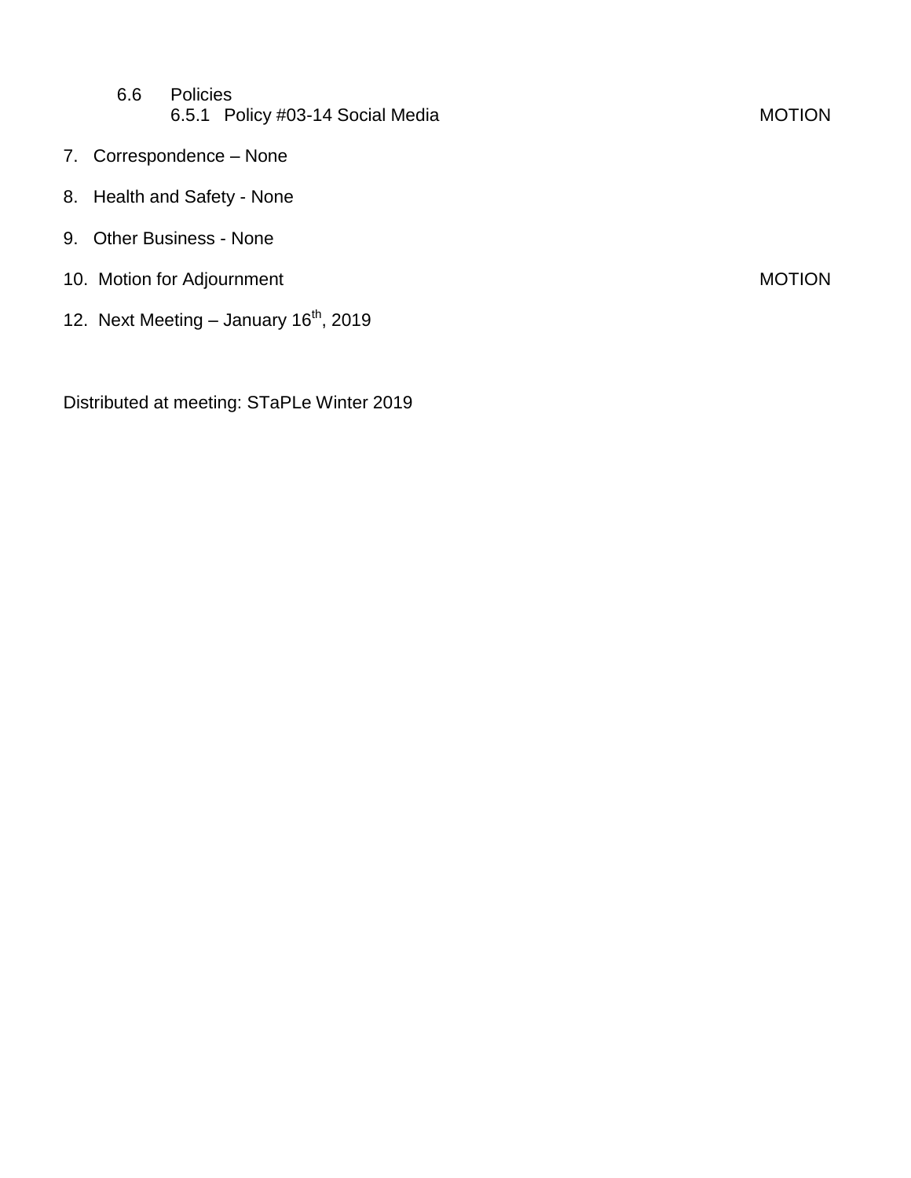6.6 Policies
   6.5.1 Policy #03-14 Social Media MOTION

7. Correspondence – None

8. Health and Safety - None

9. Other Business - None

10. Motion for Adjournment MOTION

12. Next Meeting – January 16th, 2019

Distributed at meeting: STaPLe Winter 2019